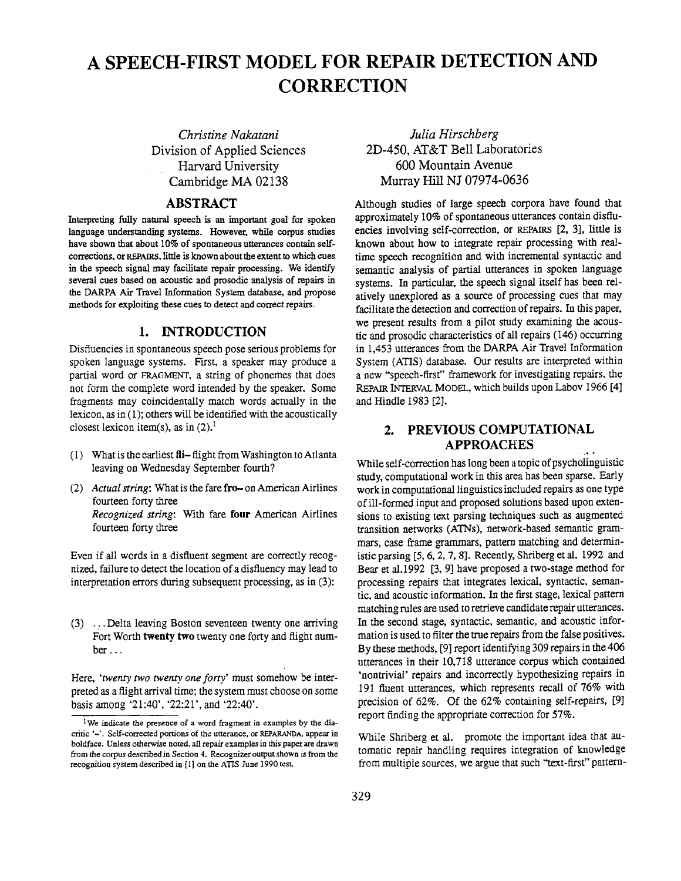# A SPEECH-FIRST MODEL FOR REPAIR DETECTION AND CORRECTION

*Christine Nakatani*
Division of Applied Sciences
Harvard University
Cambridge MA 02138

*Julia Hirschberg*
2D-450, AT&T Bell Laboratories
600 Mountain Avenue
Murray Hill NJ 07974-0636

## ABSTRACT

Interpreting fully natural speech is an important goal for spoken language understanding systems. However, while corpus studies have shown that about 10% of spontaneous utterances contain self-corrections, or REPAIRS, little is known about the extent to which cues in the speech signal may facilitate repair processing. We identify several cues based on acoustic and prosodic analysis of repairs in the DARPA Air Travel Information System database, and propose methods for exploiting these cues to detect and correct repairs.

## 1. INTRODUCTION

Disfluencies in spontaneous speech pose serious problems for spoken language systems. First, a speaker may produce a partial word or FRAGMENT, a string of phonemes that does not form the complete word intended by the speaker. Some fragments may coincidentally match words actually in the lexicon, as in (1); others will be identified with the acoustically closest lexicon item(s), as in (2).[1]

(1) What is the earliest **fli–** flight from Washington to Atlanta leaving on Wednesday September fourth?

(2) *Actual string*: What is the fare **fro–** on American Airlines fourteen forty three
*Recognized string*: With fare **four** American Airlines fourteen forty three

Even if all words in a disfluent segment are correctly recognized, failure to detect the location of a disfluency may lead to interpretation errors during subsequent processing, as in (3):

(3) ...Delta leaving Boston seventeen twenty one arriving Fort Worth **twenty two** twenty one forty and flight number...

Here, *'twenty two twenty one forty'* must somehow be interpreted as a flight arrival time; the system must choose on some basis among '21:40', '22:21', and '22:40'.

[1] We indicate the presence of a word fragment in examples by the diacritic '–'. Self-corrected portions of the utterance, or REPARANDA, appear in boldface. Unless otherwise noted, all repair examples in this paper are drawn from the corpus described in Section 4. Recognizer output shown is from the recognition system described in [1] on the ATIS June 1990 test.

Although studies of large speech corpora have found that approximately 10% of spontaneous utterances contain disfluencies involving self-correction, or REPAIRS [2, 3], little is known about how to integrate repair processing with real-time speech recognition and with incremental syntactic and semantic analysis of partial utterances in spoken language systems. In particular, the speech signal itself has been relatively unexplored as a source of processing cues that may facilitate the detection and correction of repairs. In this paper, we present results from a pilot study examining the acoustic and prosodic characteristics of all repairs (146) occurring in 1,453 utterances from the DARPA Air Travel Information System (ATIS) database. Our results are interpreted within a new "speech-first" framework for investigating repairs, the REPAIR INTERVAL MODEL, which builds upon Labov 1966 [4] and Hindle 1983 [2].

## 2. PREVIOUS COMPUTATIONAL APPROACHES

While self-correction has long been a topic of psycholinguistic study, computational work in this area has been sparse. Early work in computational linguistics included repairs as one type of ill-formed input and proposed solutions based upon extensions to existing text parsing techniques such as augmented transition networks (ATNs), network-based semantic grammars, case frame grammars, pattern matching and deterministic parsing [5, 6, 2, 7, 8]. Recently, Shriberg et al. 1992 and Bear et al.1992 [3, 9] have proposed a two-stage method for processing repairs that integrates lexical, syntactic, semantic, and acoustic information. In the first stage, lexical pattern matching rules are used to retrieve candidate repair utterances. In the second stage, syntactic, semantic, and acoustic information is used to filter the true repairs from the false positives. By these methods, [9] report identifying 309 repairs in the 406 utterances in their 10,718 utterance corpus which contained 'nontrivial' repairs and incorrectly hypothesizing repairs in 191 fluent utterances, which represents recall of 76% with precision of 62%. Of the 62% containing self-repairs, [9] report finding the appropriate correction for 57%.

While Shriberg et al. promote the important idea that automatic repair handling requires integration of knowledge from multiple sources, we argue that such "text-first" pattern-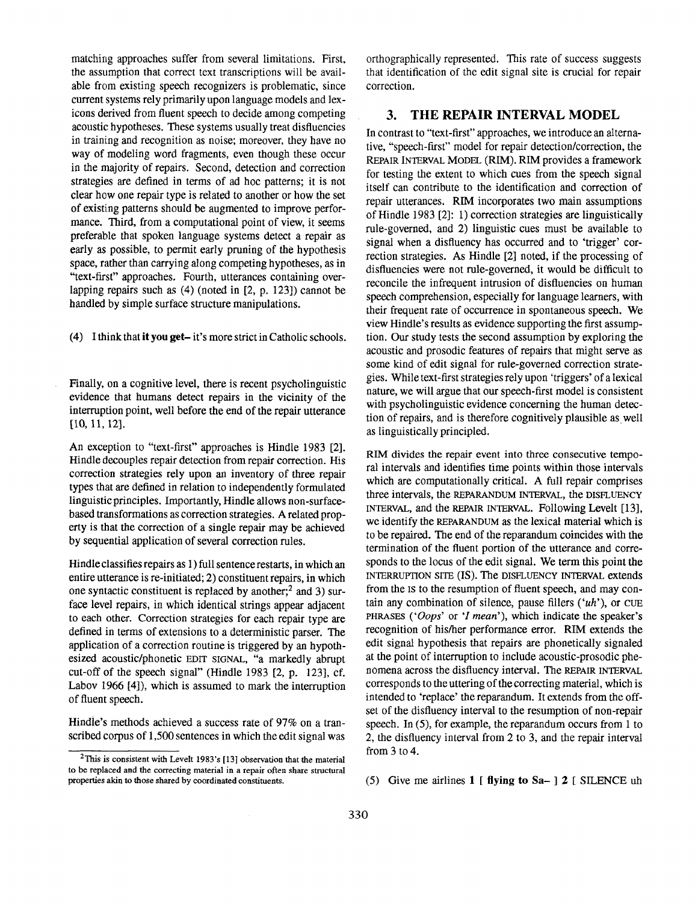matching approaches suffer from several limitations. First, the assumption that correct text transcriptions will be available from existing speech recognizers is problematic, since current systems rely primarily upon language models and lexicons derived from fluent speech to decide among competing acoustic hypotheses. These systems usually treat disfluencies in training and recognition as noise; moreover, they have no way of modeling word fragments, even though these occur in the majority of repairs. Second, detection and correction strategies are defined in terms of ad hoc patterns; it is not clear how one repair type is related to another or how the set of existing patterns should be augmented to improve performance. Third, from a computational point of view, it seems preferable that spoken language systems detect a repair as early as possible, to permit early pruning of the hypothesis space, rather than carrying along competing hypotheses, as in "text-first" approaches. Fourth, utterances containing overlapping repairs such as (4) (noted in [2, p. 123]) cannot be handled by simple surface structure manipulations.

(4) I think that **it you get–** it's more strict in Catholic schools.

Finally, on a cognitive level, there is recent psycholinguistic evidence that humans detect repairs in the vicinity of the interruption point, well before the end of the repair utterance [10, 11, 12].

An exception to "text-first" approaches is Hindle 1983 [2]. Hindle decouples repair detection from repair correction. His correction strategies rely upon an inventory of three repair types that are defined in relation to independently formulated linguistic principles. Importantly, Hindle allows non-surface-based transformations as correction strategies. A related property is that the correction of a single repair may be achieved by sequential application of several correction rules.

Hindle classifies repairs as 1) full sentence restarts, in which an entire utterance is re-initiated; 2) constituent repairs, in which one syntactic constituent is replaced by another;[2] and 3) surface level repairs, in which identical strings appear adjacent to each other. Correction strategies for each repair type are defined in terms of extensions to a deterministic parser. The application of a correction routine is triggered by an hypothesized acoustic/phonetic EDIT SIGNAL, "a markedly abrupt cut-off of the speech signal" (Hindle 1983 [2, p. 123], cf. Labov 1966 [4]), which is assumed to mark the interruption of fluent speech.

Hindle's methods achieved a success rate of 97% on a transcribed corpus of 1,500 sentences in which the edit signal was orthographically represented. This rate of success suggests that identification of the edit signal site is crucial for repair correction.

[2] This is consistent with Levelt 1983's [13] observation that the material to be replaced and the correcting material in a repair often share structural properties akin to those shared by coordinated constituents.

## 3. THE REPAIR INTERVAL MODEL

In contrast to "text-first" approaches, we introduce an alternative, "speech-first" model for repair detection/correction, the REPAIR INTERVAL MODEL (RIM). RIM provides a framework for testing the extent to which cues from the speech signal itself can contribute to the identification and correction of repair utterances. RIM incorporates two main assumptions of Hindle 1983 [2]: 1) correction strategies are linguistically rule-governed, and 2) linguistic cues must be available to signal when a disfluency has occurred and to 'trigger' correction strategies. As Hindle [2] noted, if the processing of disfluencies were not rule-governed, it would be difficult to reconcile the infrequent intrusion of disfluencies on human speech comprehension, especially for language learners, with their frequent rate of occurrence in spontaneous speech. We view Hindle's results as evidence supporting the first assumption. Our study tests the second assumption by exploring the acoustic and prosodic features of repairs that might serve as some kind of edit signal for rule-governed correction strategies. While text-first strategies rely upon 'triggers' of a lexical nature, we will argue that our speech-first model is consistent with psycholinguistic evidence concerning the human detection of repairs, and is therefore cognitively plausible as well as linguistically principled.

RIM divides the repair event into three consecutive temporal intervals and identifies time points within those intervals which are computationally critical. A full repair comprises three intervals, the REPARANDUM INTERVAL, the DISFLUENCY INTERVAL, and the REPAIR INTERVAL. Following Levelt [13], we identify the REPARANDUM as the lexical material which is to be repaired. The end of the reparandum coincides with the termination of the fluent portion of the utterance and corresponds to the locus of the edit signal. We term this point the INTERRUPTION SITE (IS). The DISFLUENCY INTERVAL extends from the IS to the resumption of fluent speech, and may contain any combination of silence, pause fillers (*'uh'*), or CUE PHRASES (*'Oops'* or *'I mean'*), which indicate the speaker's recognition of his/her performance error. RIM extends the edit signal hypothesis that repairs are phonetically signaled at the point of interruption to include acoustic-prosodic phenomena across the disfluency interval. The REPAIR INTERVAL corresponds to the uttering of the correcting material, which is intended to 'replace' the reparandum. It extends from the offset of the disfluency interval to the resumption of non-repair speech. In (5), for example, the reparandum occurs from 1 to 2, the disfluency interval from 2 to 3, and the repair interval from 3 to 4.

(5) Give me airlines **1 [ flying to Sa– ] 2** [ SILENCE uh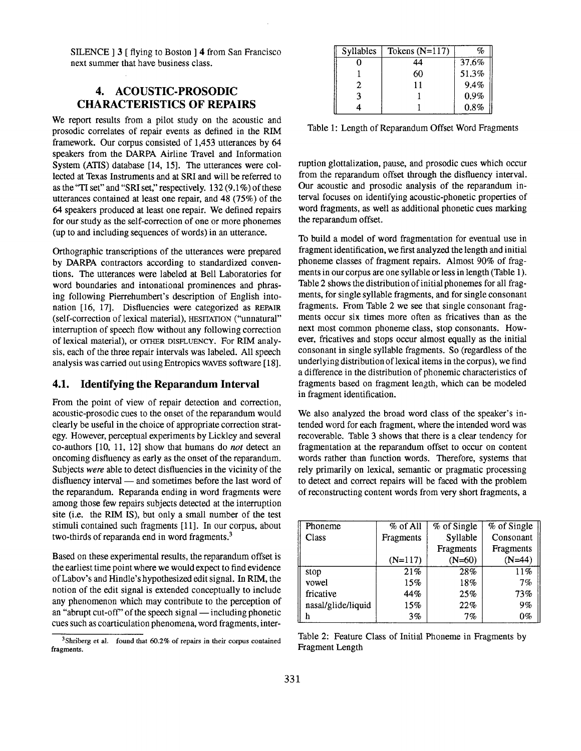SILENCE ] 3 [ flying to Boston ] 4 from San Francisco next summer that have business class.

## 4. ACOUSTIC-PROSODIC CHARACTERISTICS OF REPAIRS

We report results from a pilot study on the acoustic and prosodic correlates of repair events as defined in the RIM framework. Our corpus consisted of 1,453 utterances by 64 speakers from the DARPA Airline Travel and Information System (ATIS) database [14, 15]. The utterances were collected at Texas Instruments and at SRI and will be referred to as the "TI set" and "SRI set," respectively. 132 (9.1%) of these utterances contained at least one repair, and 48 (75%) of the 64 speakers produced at least one repair. We defined repairs for our study as the self-correction of one or more phonemes (up to and including sequences of words) in an utterance.

Orthographic transcriptions of the utterances were prepared by DARPA contractors according to standardized conventions. The utterances were labeled at Bell Laboratories for word boundaries and intonational prominences and phrasing following Pierrehumbert's description of English intonation [16, 17]. Disfluencies were categorized as REPAIR (self-correction of lexical material), HESITATION ("unnatural" interruption of speech flow without any following correction of lexical material), or OTHER DISFLUENCY. For RIM analysis, each of the three repair intervals was labeled. All speech analysis was carried out using Entropics WAVES software [18].

### 4.1. Identifying the Reparandum Interval

From the point of view of repair detection and correction, acoustic-prosodic cues to the onset of the reparandum would clearly be useful in the choice of appropriate correction strategy. However, perceptual experiments by Lickley and several co-authors [10, 11, 12] show that humans do *not* detect an oncoming disfluency as early as the onset of the reparandum. Subjects *were* able to detect disfluencies in the vicinity of the disfluency interval — and sometimes before the last word of the reparandum. Reparanda ending in word fragments were among those few repairs subjects detected at the interruption site (i.e. the RIM IS), but only a small number of the test stimuli contained such fragments [11]. In our corpus, about two-thirds of reparanda end in word fragments.[3]

Based on these experimental results, the reparandum offset is the earliest time point where we would expect to find evidence of Labov's and Hindle's hypothesized edit signal. In RIM, the notion of the edit signal is extended conceptually to include any phenomenon which may contribute to the perception of an "abrupt cut-off" of the speech signal — including phonetic cues such as coarticulation phenomena, word fragments, interruption glottalization, pause, and prosodic cues which occur from the reparandum offset through the disfluency interval. Our acoustic and prosodic analysis of the reparandum interval focuses on identifying acoustic-phonetic properties of word fragments, as well as additional phonetic cues marking the reparandum offset.

[3] Shriberg et al. found that 60.2% of repairs in their corpus contained fragments.

| Syllables | Tokens (N=117) | % |
|---|---|---|
| 0 | 44 | 37.6% |
| 1 | 60 | 51.3% |
| 2 | 11 | 9.4% |
| 3 | 1 | 0.9% |
| 4 | 1 | 0.8% |

Table 1: Length of Reparandum Offset Word Fragments

To build a model of word fragmentation for eventual use in fragment identification, we first analyzed the length and initial phoneme classes of fragment repairs. Almost 90% of fragments in our corpus are one syllable or less in length (Table 1). Table 2 shows the distribution of initial phonemes for all fragments, for single syllable fragments, and for single consonant fragments. From Table 2 we see that single consonant fragments occur six times more often as fricatives than as the next most common phoneme class, stop consonants. However, fricatives and stops occur almost equally as the initial consonant in single syllable fragments. So (regardless of the underlying distribution of lexical items in the corpus), we find a difference in the distribution of phonemic characteristics of fragments based on fragment length, which can be modeled in fragment identification.

We also analyzed the broad word class of the speaker's intended word for each fragment, where the intended word was recoverable. Table 3 shows that there is a clear tendency for fragmentation at the reparandum offset to occur on content words rather than function words. Therefore, systems that rely primarily on lexical, semantic or pragmatic processing to detect and correct repairs will be faced with the problem of reconstructing content words from very short fragments, a

| Phoneme Class | % of All Fragments (N=117) | % of Single Syllable Fragments (N=60) | % of Single Consonant Fragments (N=44) |
|---|---|---|---|
| stop | 21% | 28% | 11% |
| vowel | 15% | 18% | 7% |
| fricative | 44% | 25% | 73% |
| nasal/glide/liquid | 15% | 22% | 9% |
| h | 3% | 7% | 0% |

Table 2: Feature Class of Initial Phoneme in Fragments by Fragment Length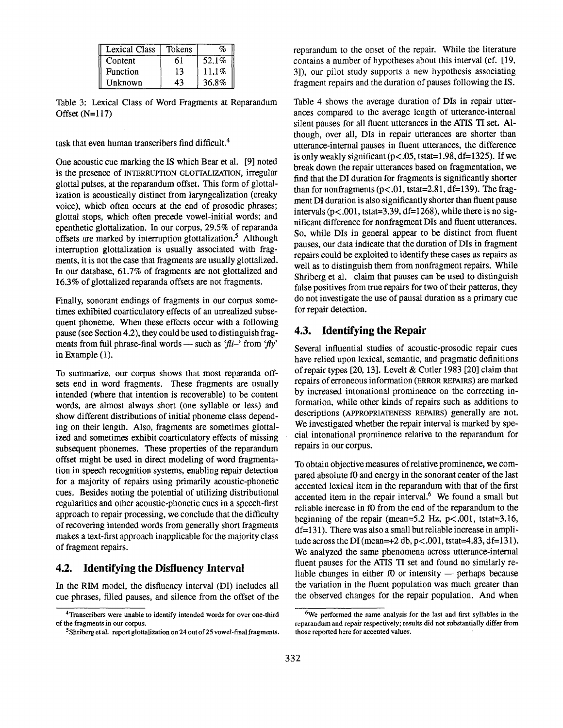| Lexical Class | Tokens | % |
|---|---|---|
| Content | 61 | 52.1% |
| Function | 13 | 11.1% |
| Unknown | 43 | 36.8% |

Table 3: Lexical Class of Word Fragments at Reparandum Offset (N=117)

task that even human transcribers find difficult.[4]

One acoustic cue marking the IS which Bear et al. [9] noted is the presence of INTERRUPTION GLOTTALIZATION, irregular glottal pulses, at the reparandum offset. This form of glottalization is acoustically distinct from laryngealization (creaky voice), which often occurs at the end of prosodic phrases; glottal stops, which often precede vowel-initial words; and epenthetic glottalization. In our corpus, 29.5% of reparanda offsets are marked by interruption glottalization.[5] Although interruption glottalization is usually associated with fragments, it is not the case that fragments are usually glottalized. In our database, 61.7% of fragments are not glottalized and 16.3% of glottalized reparanda offsets are not fragments.

Finally, sonorant endings of fragments in our corpus sometimes exhibited coarticulatory effects of an unrealized subsequent phoneme. When these effects occur with a following pause (see Section 4.2), they could be used to distinguish fragments from full phrase-final words — such as *'fli–'* from *'fly'* in Example (1).

To summarize, our corpus shows that most reparanda offsets end in word fragments. These fragments are usually intended (where that intention is recoverable) to be content words, are almost always short (one syllable or less) and show different distributions of initial phoneme class depending on their length. Also, fragments are sometimes glottalized and sometimes exhibit coarticulatory effects of missing subsequent phonemes. These properties of the reparandum offset might be used in direct modeling of word fragmentation in speech recognition systems, enabling repair detection for a majority of repairs using primarily acoustic-phonetic cues. Besides noting the potential of utilizing distributional regularities and other acoustic-phonetic cues in a speech-first approach to repair processing, we conclude that the difficulty of recovering intended words from generally short fragments makes a text-first approach inapplicable for the majority class of fragment repairs.

## 4.2. Identifying the Disfluency Interval

In the RIM model, the disfluency interval (DI) includes all cue phrases, filled pauses, and silence from the offset of the reparandum to the onset of the repair. While the literature contains a number of hypotheses about this interval (cf. [19, 3]), our pilot study supports a new hypothesis associating fragment repairs and the duration of pauses following the IS.

Table 4 shows the average duration of DIs in repair utterances compared to the average length of utterance-internal silent pauses for all fluent utterances in the ATIS TI set. Although, over all, DIs in repair utterances are shorter than utterance-internal pauses in fluent utterances, the difference is only weakly significant ($p<.05$, tstat=1.98, df=1325). If we break down the repair utterances based on fragmentation, we find that the DI duration for fragments is significantly shorter than for nonfragments ($p<.01$, tstat=2.81, df=139). The fragment DI duration is also significantly shorter than fluent pause intervals ($p<.001$, tstat=3.39, df=1268), while there is no significant difference for nonfragment DIs and fluent utterances. So, while DIs in general appear to be distinct from fluent pauses, our data indicate that the duration of DIs in fragment repairs could be exploited to identify these cases as repairs as well as to distinguish them from nonfragment repairs. While Shriberg et al. claim that pauses can be used to distinguish false positives from true repairs for two of their patterns, they do not investigate the use of pausal duration as a primary cue for repair detection.

## 4.3. Identifying the Repair

Several influential studies of acoustic-prosodic repair cues have relied upon lexical, semantic, and pragmatic definitions of repair types [20, 13]. Levelt & Cutler 1983 [20] claim that repairs of erroneous information (ERROR REPAIRS) are marked by increased intonational prominence on the correcting information, while other kinds of repairs such as additions to descriptions (APPROPRIATENESS REPAIRS) generally are not. We investigated whether the repair interval is marked by special intonational prominence relative to the reparandum for repairs in our corpus.

To obtain objective measures of relative prominence, we compared absolute f0 and energy in the sonorant center of the last accented lexical item in the reparandum with that of the first accented item in the repair interval.[6] We found a small but reliable increase in f0 from the end of the reparandum to the beginning of the repair (mean=5.2 Hz, $p<.001$, tstat=3.16, df=131). There was also a small but reliable increase in amplitude across the DI (mean=+2 db, $p<.001$, tstat=4.83, df=131). We analyzed the same phenomena across utterance-internal fluent pauses for the ATIS TI set and found no similarly reliable changes in either f0 or intensity — perhaps because the variation in the fluent population was much greater than the observed changes for the repair population. And when

[4] Transcribers were unable to identify intended words for over one-third of the fragments in our corpus.

[5] Shriberg et al. report glottalization on 24 out of 25 vowel-final fragments.

[6] We performed the same analysis for the last and first syllables in the reparandum and repair respectively; results did not substantially differ from those reported here for accented values.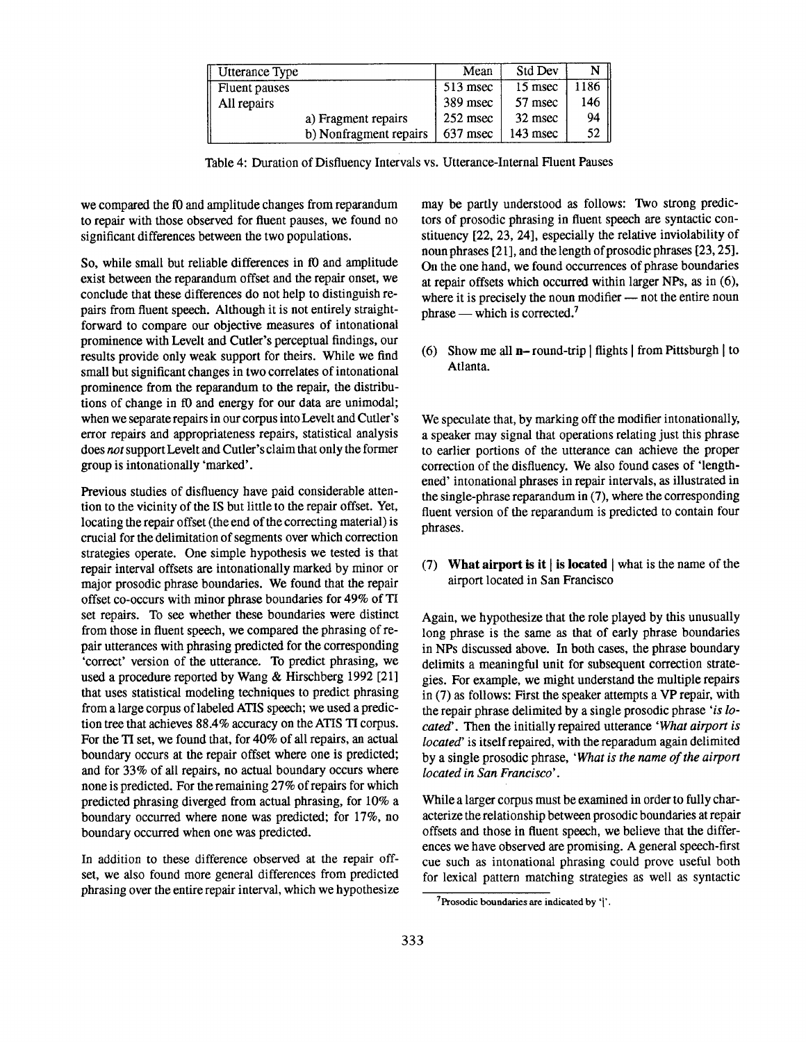| Utterance Type | | Mean | Std Dev | N |
|---|---|---|---|---|
| Fluent pauses | | 513 msec | 15 msec | 1186 |
| All repairs | | 389 msec | 57 msec | 146 |
| | a) Fragment repairs | 252 msec | 32 msec | 94 |
| | b) Nonfragment repairs | 637 msec | 143 msec | 52 |

Table 4: Duration of Disfluency Intervals vs. Utterance-Internal Fluent Pauses

we compared the f0 and amplitude changes from reparandum to repair with those observed for fluent pauses, we found no significant differences between the two populations.

So, while small but reliable differences in f0 and amplitude exist between the reparandum offset and the repair onset, we conclude that these differences do not help to distinguish repairs from fluent speech. Although it is not entirely straightforward to compare our objective measures of intonational prominence with Levelt and Cutler's perceptual findings, our results provide only weak support for theirs. While we find small but significant changes in two correlates of intonational prominence from the reparandum to the repair, the distributions of change in f0 and energy for our data are unimodal; when we separate repairs in our corpus into Levelt and Cutler's error repairs and appropriateness repairs, statistical analysis does *not* support Levelt and Cutler's claim that only the former group is intonationally 'marked'.

Previous studies of disfluency have paid considerable attention to the vicinity of the IS but little to the repair offset. Yet, locating the repair offset (the end of the correcting material) is crucial for the delimitation of segments over which correction strategies operate. One simple hypothesis we tested is that repair interval offsets are intonationally marked by minor or major prosodic phrase boundaries. We found that the repair offset co-occurs with minor phrase boundaries for 49% of TI set repairs. To see whether these boundaries were distinct from those in fluent speech, we compared the phrasing of repair utterances with phrasing predicted for the corresponding 'correct' version of the utterance. To predict phrasing, we used a procedure reported by Wang & Hirschberg 1992 [21] that uses statistical modeling techniques to predict phrasing from a large corpus of labeled ATIS speech; we used a prediction tree that achieves 88.4% accuracy on the ATIS TI corpus. For the TI set, we found that, for 40% of all repairs, an actual boundary occurs at the repair offset where one is predicted; and for 33% of all repairs, no actual boundary occurs where none is predicted. For the remaining 27% of repairs for which predicted phrasing diverged from actual phrasing, for 10% a boundary occurred where none was predicted; for 17%, no boundary occurred when one was predicted.

In addition to these difference observed at the repair offset, we also found more general differences from predicted phrasing over the entire repair interval, which we hypothesize may be partly understood as follows: Two strong predictors of prosodic phrasing in fluent speech are syntactic constituency [22, 23, 24], especially the relative inviolability of noun phrases [21], and the length of prosodic phrases [23, 25]. On the one hand, we found occurrences of phrase boundaries at repair offsets which occurred within larger NPs, as in (6), where it is precisely the noun modifier — not the entire noun phrase — which is corrected.[7]

(6) Show me all **n-** round-trip | flights | from Pittsburgh | to Atlanta.

We speculate that, by marking off the modifier intonationally, a speaker may signal that operations relating just this phrase to earlier portions of the utterance can achieve the proper correction of the disfluency. We also found cases of 'lengthened' intonational phrases in repair intervals, as illustrated in the single-phrase reparandum in (7), where the corresponding fluent version of the reparandum is predicted to contain four phrases.

(7) **What airport is it | is located** | what is the name of the airport located in San Francisco

Again, we hypothesize that the role played by this unusually long phrase is the same as that of early phrase boundaries in NPs discussed above. In both cases, the phrase boundary delimits a meaningful unit for subsequent correction strategies. For example, we might understand the multiple repairs in (7) as follows: First the speaker attempts a VP repair, with the repair phrase delimited by a single prosodic phrase *'is located'*. Then the initially repaired utterance *'What airport is located'* is itself repaired, with the reparadum again delimited by a single prosodic phrase, *'What is the name of the airport located in San Francisco'*.

While a larger corpus must be examined in order to fully characterize the relationship between prosodic boundaries at repair offsets and those in fluent speech, we believe that the differences we have observed are promising. A general speech-first cue such as intonational phrasing could prove useful both for lexical pattern matching strategies as well as syntactic

[7] Prosodic boundaries are indicated by '|'.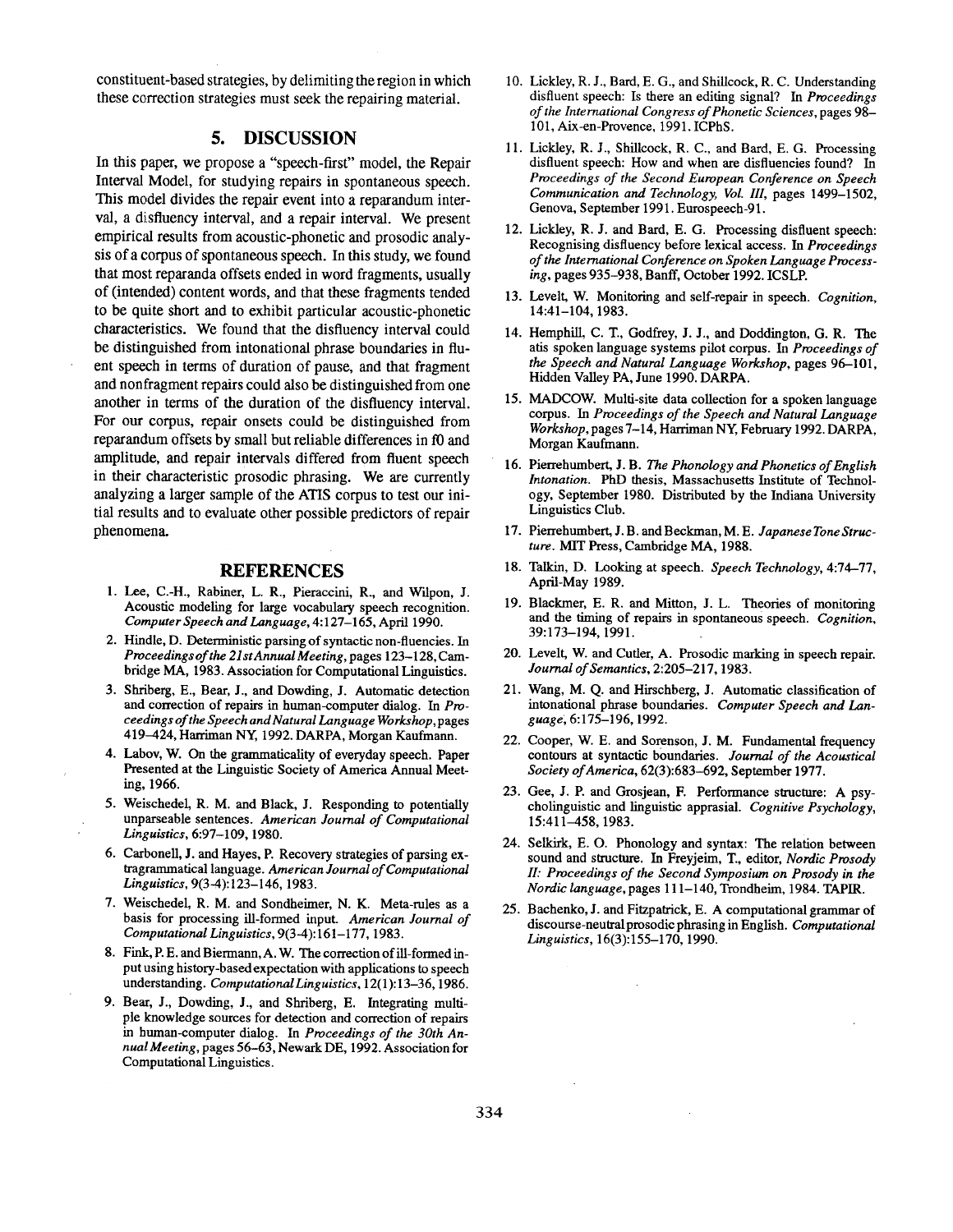constituent-based strategies, by delimiting the region in which these correction strategies must seek the repairing material.

## 5. DISCUSSION

In this paper, we propose a "speech-first" model, the Repair Interval Model, for studying repairs in spontaneous speech. This model divides the repair event into a reparandum interval, a disfluency interval, and a repair interval. We present empirical results from acoustic-phonetic and prosodic analysis of a corpus of spontaneous speech. In this study, we found that most reparanda offsets ended in word fragments, usually of (intended) content words, and that these fragments tended to be quite short and to exhibit particular acoustic-phonetic characteristics. We found that the disfluency interval could be distinguished from intonational phrase boundaries in fluent speech in terms of duration of pause, and that fragment and nonfragment repairs could also be distinguished from one another in terms of the duration of the disfluency interval. For our corpus, repair onsets could be distinguished from reparandum offsets by small but reliable differences in f0 and amplitude, and repair intervals differed from fluent speech in their characteristic prosodic phrasing. We are currently analyzing a larger sample of the ATIS corpus to test our initial results and to evaluate other possible predictors of repair phenomena.

## REFERENCES

1. Lee, C.-H., Rabiner, L. R., Pieraccini, R., and Wilpon, J. Acoustic modeling for large vocabulary speech recognition. *Computer Speech and Language*, 4:127–165, April 1990.
2. Hindle, D. Deterministic parsing of syntactic non-fluencies. In *Proceedings of the 21st Annual Meeting*, pages 123–128, Cambridge MA, 1983. Association for Computational Linguistics.
3. Shriberg, E., Bear, J., and Dowding, J. Automatic detection and correction of repairs in human-computer dialog. In *Proceedings of the Speech and Natural Language Workshop*, pages 419–424, Harriman NY, 1992. DARPA, Morgan Kaufmann.
4. Labov, W. On the grammaticality of everyday speech. Paper Presented at the Linguistic Society of America Annual Meeting, 1966.
5. Weischedel, R. M. and Black, J. Responding to potentially unparseable sentences. *American Journal of Computational Linguistics*, 6:97–109, 1980.
6. Carbonell, J. and Hayes, P. Recovery strategies of parsing extragrammatical language. *American Journal of Computational Linguistics*, 9(3-4):123–146, 1983.
7. Weischedel, R. M. and Sondheimer, N. K. Meta-rules as a basis for processing ill-formed input. *American Journal of Computational Linguistics*, 9(3-4):161–177, 1983.
8. Fink, P. E. and Biermann, A. W. The correction of ill-formed input using history-based expectation with applications to speech understanding. *Computational Linguistics*, 12(1):13–36, 1986.
9. Bear, J., Dowding, J., and Shriberg, E. Integrating multiple knowledge sources for detection and correction of repairs in human-computer dialog. In *Proceedings of the 30th Annual Meeting*, pages 56–63, Newark DE, 1992. Association for Computational Linguistics.
10. Lickley, R. J., Bard, E. G., and Shillcock, R. C. Understanding disfluent speech: Is there an editing signal? In *Proceedings of the International Congress of Phonetic Sciences*, pages 98–101, Aix-en-Provence, 1991. ICPhS.
11. Lickley, R. J., Shillcock, R. C., and Bard, E. G. Processing disfluent speech: How and when are disfluencies found? In *Proceedings of the Second European Conference on Speech Communication and Technology, Vol. III*, pages 1499–1502, Genova, September 1991. Eurospeech-91.
12. Lickley, R. J. and Bard, E. G. Processing disfluent speech: Recognising disfluency before lexical access. In *Proceedings of the International Conference on Spoken Language Processing*, pages 935–938, Banff, October 1992. ICSLP.
13. Levelt, W. Monitoring and self-repair in speech. *Cognition*, 14:41–104, 1983.
14. Hemphill, C. T., Godfrey, J. J., and Doddington, G. R. The atis spoken language systems pilot corpus. In *Proceedings of the Speech and Natural Language Workshop*, pages 96–101, Hidden Valley PA, June 1990. DARPA.
15. MADCOW. Multi-site data collection for a spoken language corpus. In *Proceedings of the Speech and Natural Language Workshop*, pages 7–14, Harriman NY, February 1992. DARPA, Morgan Kaufmann.
16. Pierrehumbert, J. B. *The Phonology and Phonetics of English Intonation*. PhD thesis, Massachusetts Institute of Technology, September 1980. Distributed by the Indiana University Linguistics Club.
17. Pierrehumbert, J. B. and Beckman, M. E. *Japanese Tone Structure*. MIT Press, Cambridge MA, 1988.
18. Talkin, D. Looking at speech. *Speech Technology*, 4:74–77, April-May 1989.
19. Blackmer, E. R. and Mitton, J. L. Theories of monitoring and the timing of repairs in spontaneous speech. *Cognition*, 39:173–194, 1991.
20. Levelt, W. and Cutler, A. Prosodic marking in speech repair. *Journal of Semantics*, 2:205–217, 1983.
21. Wang, M. Q. and Hirschberg, J. Automatic classification of intonational phrase boundaries. *Computer Speech and Language*, 6:175–196, 1992.
22. Cooper, W. E. and Sorenson, J. M. Fundamental frequency contours at syntactic boundaries. *Journal of the Acoustical Society of America*, 62(3):683–692, September 1977.
23. Gee, J. P. and Grosjean, F. Performance structure: A psycholinguistic and linguistic apprasial. *Cognitive Psychology*, 15:411–458, 1983.
24. Selkirk, E. O. Phonology and syntax: The relation between sound and structure. In Freyjeim, T., editor, *Nordic Prosody II: Proceedings of the Second Symposium on Prosody in the Nordic language*, pages 111–140, Trondheim, 1984. TAPIR.
25. Bachenko, J. and Fitzpatrick, E. A computational grammar of discourse-neutral prosodic phrasing in English. *Computational Linguistics*, 16(3):155–170, 1990.